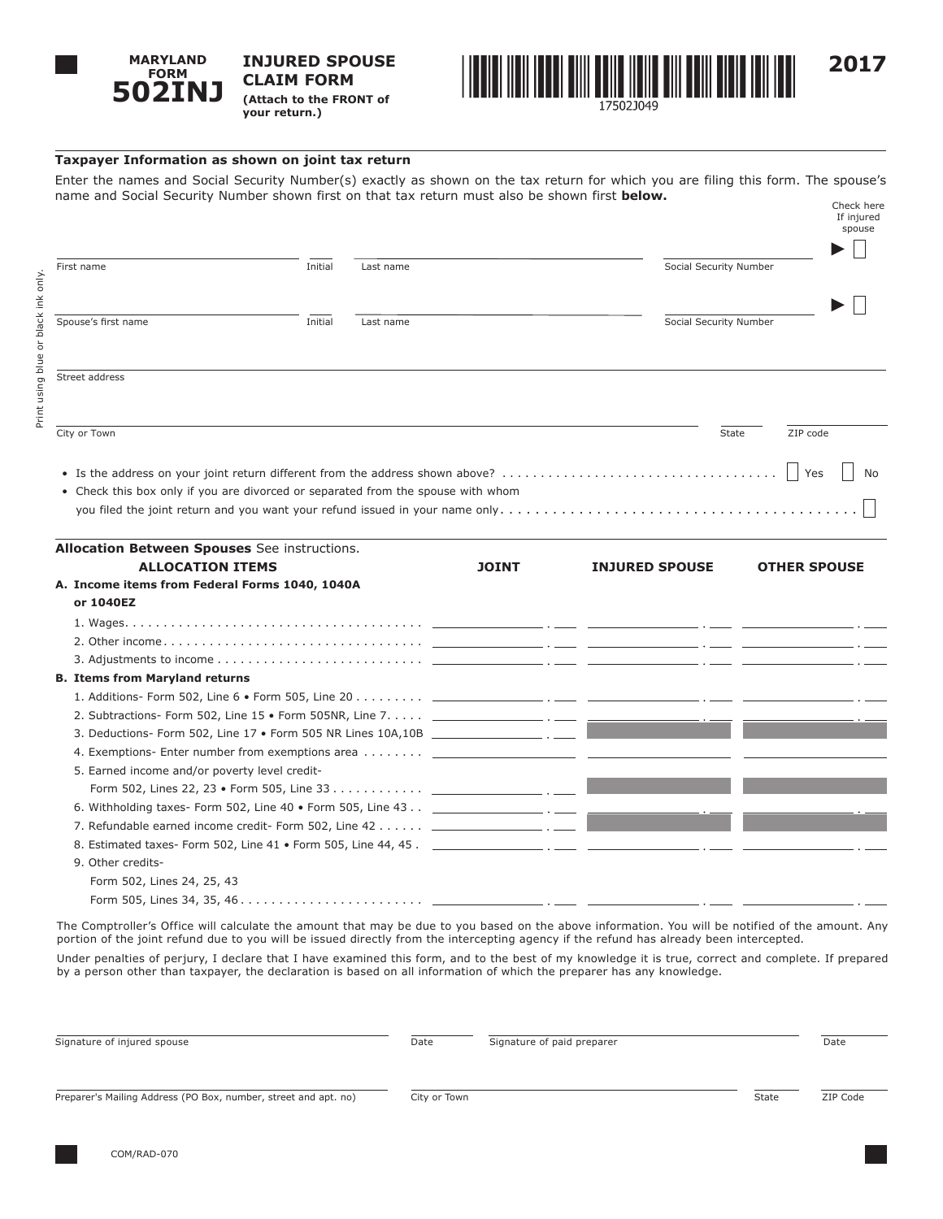# MARYLAND FORM 502INJ

## INJURED SPOUSE CLAIM FORM

**(Attach to the FRONT of your return.)**

17502J049

**2017**

Print using blue or black ink only.

### Taxpayer Information as shown on joint tax return

Enter the names and Social Security Number(s) exactly as shown on the tax return for which you are filing this form. The spouse's name and Social Security Number shown first on that tax return must also be shown first **below.**

| First name | Initial | Last name | Social Security Number | Check here If injured spouse ▶ ☐ |
|---|---|---|---|---|
| Spouse's first name | Initial | Last name | Social Security Number | ▶ ☐ |

Street address

City or Town | State | ZIP code

- Is the address on your joint return different from the address shown above? . . . . . ☐ Yes ☐ No
- Check this box only if you are divorced or separated from the spouse with whom you filed the joint return and you want your refund issued in your name only . . . . . ☐

### Allocation Between Spouses See instructions.

| ALLOCATION ITEMS | JOINT | INJURED SPOUSE | OTHER SPOUSE |
|---|---|---|---|
| **A. Income items from Federal Forms 1040, 1040A or 1040EZ** | | | |
| 1. Wages | | | |
| 2. Other income | | | |
| 3. Adjustments to income | | | |
| **B. Items from Maryland returns** | | | |
| 1. Additions- Form 502, Line 6 • Form 505, Line 20 | | | |
| 2. Subtractions- Form 502, Line 15 • Form 505NR, Line 7 | | | |
| 3. Deductions- Form 502, Line 17 • Form 505 NR Lines 10A,10B | | | |
| 4. Exemptions- Enter number from exemptions area | | | |
| 5. Earned income and/or poverty level credit- Form 502, Lines 22, 23 • Form 505, Line 33 | | | |
| 6. Withholding taxes- Form 502, Line 40 • Form 505, Line 43 | | | |
| 7. Refundable earned income credit- Form 502, Line 42 | | | |
| 8. Estimated taxes- Form 502, Line 41 • Form 505, Line 44, 45 | | | |
| 9. Other credits- Form 502, Lines 24, 25, 43 Form 505, Lines 34, 35, 46 | | | |

The Comptroller's Office will calculate the amount that may be due to you based on the above information. You will be notified of the amount. Any portion of the joint refund due to you will be issued directly from the intercepting agency if the refund has already been intercepted.

Under penalties of perjury, I declare that I have examined this form, and to the best of my knowledge it is true, correct and complete. If prepared by a person other than taxpayer, the declaration is based on all information of which the preparer has any knowledge.

| Signature of injured spouse | Date | Signature of paid preparer | Date |
|---|---|---|---|

| Preparer's Mailing Address (PO Box, number, street and apt. no) | City or Town | State | ZIP Code |
|---|---|---|---|

COM/RAD-070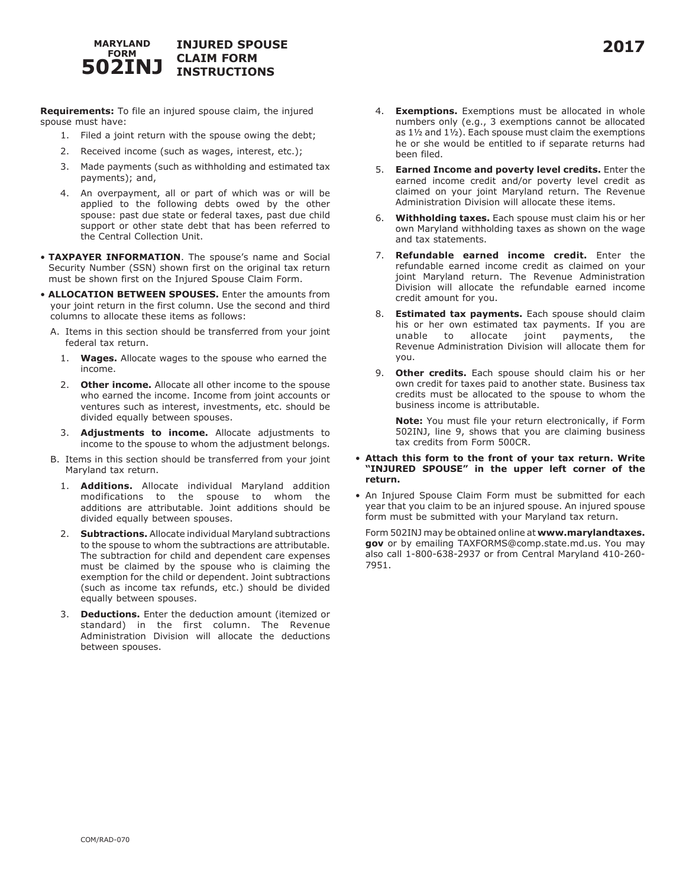# MARYLAND FORM 502INJ — INJURED SPOUSE CLAIM FORM INSTRUCTIONS

**2017**

**Requirements:** To file an injured spouse claim, the injured spouse must have:

1. Filed a joint return with the spouse owing the debt;
2. Received income (such as wages, interest, etc.);
3. Made payments (such as withholding and estimated tax payments); and,
4. An overpayment, all or part of which was or will be applied to the following debts owed by the other spouse: past due state or federal taxes, past due child support or other state debt that has been referred to the Central Collection Unit.

- **TAXPAYER INFORMATION**. The spouse's name and Social Security Number (SSN) shown first on the original tax return must be shown first on the Injured Spouse Claim Form.
- **ALLOCATION BETWEEN SPOUSES.** Enter the amounts from your joint return in the first column. Use the second and third columns to allocate these items as follows:

A. Items in this section should be transferred from your joint federal tax return.

1. **Wages.** Allocate wages to the spouse who earned the income.
2. **Other income.** Allocate all other income to the spouse who earned the income. Income from joint accounts or ventures such as interest, investments, etc. should be divided equally between spouses.
3. **Adjustments to income.** Allocate adjustments to income to the spouse to whom the adjustment belongs.

B. Items in this section should be transferred from your joint Maryland tax return.

1. **Additions.** Allocate individual Maryland addition modifications to the spouse to whom the additions are attributable. Joint additions should be divided equally between spouses.
2. **Subtractions.** Allocate individual Maryland subtractions to the spouse to whom the subtractions are attributable. The subtraction for child and dependent care expenses must be claimed by the spouse who is claiming the exemption for the child or dependent. Joint subtractions (such as income tax refunds, etc.) should be divided equally between spouses.
3. **Deductions.** Enter the deduction amount (itemized or standard) in the first column. The Revenue Administration Division will allocate the deductions between spouses.
4. **Exemptions.** Exemptions must be allocated in whole numbers only (e.g., 3 exemptions cannot be allocated as 1½ and 1½). Each spouse must claim the exemptions he or she would be entitled to if separate returns had been filed.
5. **Earned Income and poverty level credits.** Enter the earned income credit and/or poverty level credit as claimed on your joint Maryland return. The Revenue Administration Division will allocate these items.
6. **Withholding taxes.** Each spouse must claim his or her own Maryland withholding taxes as shown on the wage and tax statements.
7. **Refundable earned income credit.** Enter the refundable earned income credit as claimed on your joint Maryland return. The Revenue Administration Division will allocate the refundable earned income credit amount for you.
8. **Estimated tax payments.** Each spouse should claim his or her own estimated tax payments. If you are unable to allocate joint payments, the Revenue Administration Division will allocate them for you.
9. **Other credits.** Each spouse should claim his or her own credit for taxes paid to another state. Business tax credits must be allocated to the spouse to whom the business income is attributable.

   **Note:** You must file your return electronically, if Form 502INJ, line 9, shows that you are claiming business tax credits from Form 500CR.

- **Attach this form to the front of your tax return. Write "INJURED SPOUSE" in the upper left corner of the return.**
- An Injured Spouse Claim Form must be submitted for each year that you claim to be an injured spouse. An injured spouse form must be submitted with your Maryland tax return.

  Form 502INJ may be obtained online at **www.marylandtaxes.gov** or by emailing TAXFORMS@comp.state.md.us. You may also call 1-800-638-2937 or from Central Maryland 410-260-7951.

COM/RAD-070